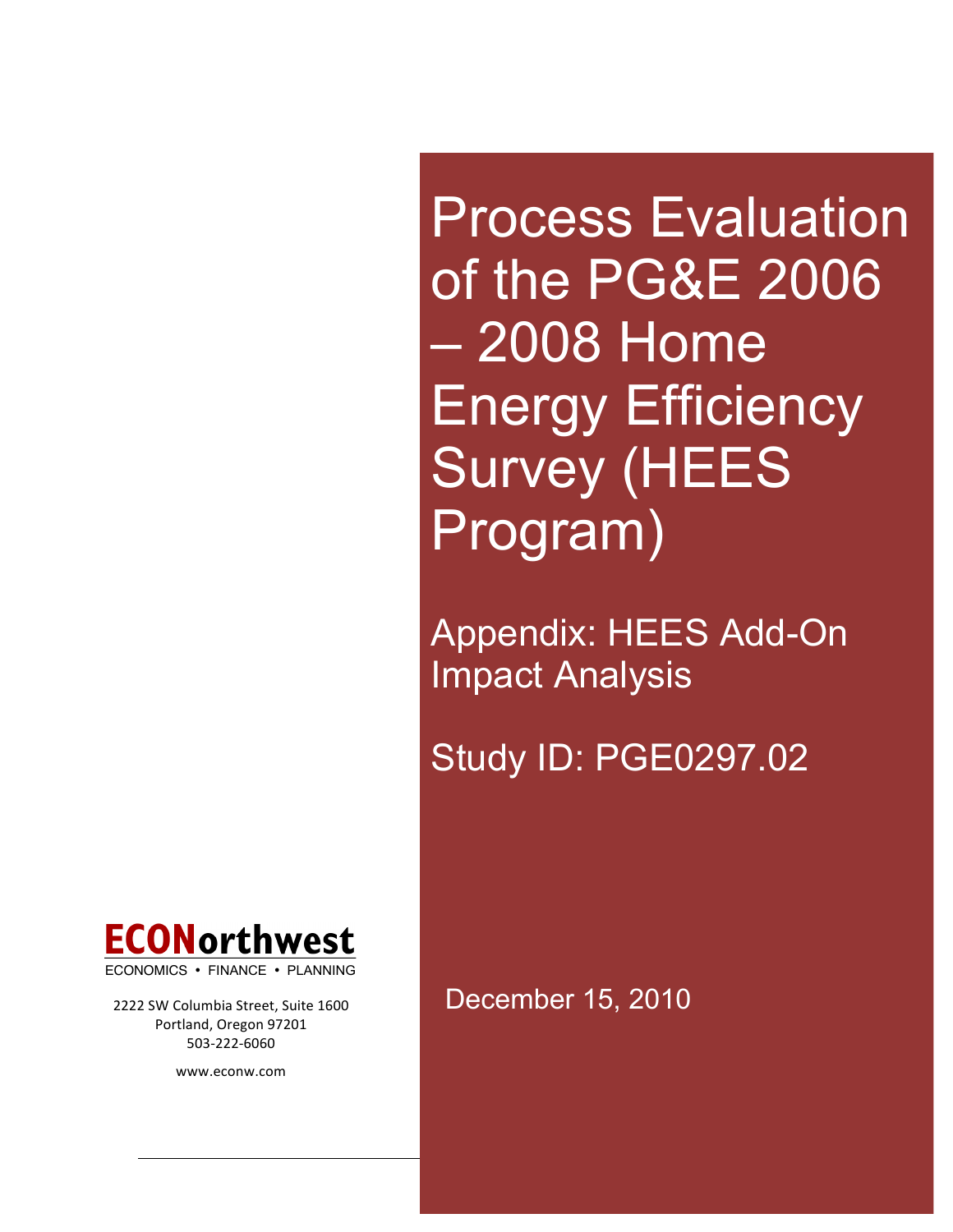# Process Evaluation of the PG&E 2006 – 2008 Home Energy Efficiency Survey (HEES Program)

## Appendix: HEES Add-On Impact Analysis

## Study ID: PGE0297.02

December 15, 2010

**ECONorthwest**

ECONOMICS • FINANCE • PLANNING

2222 SW Columbia Street, Suite 1600
Portland, Oregon 97201
503-222-6060

www.econw.com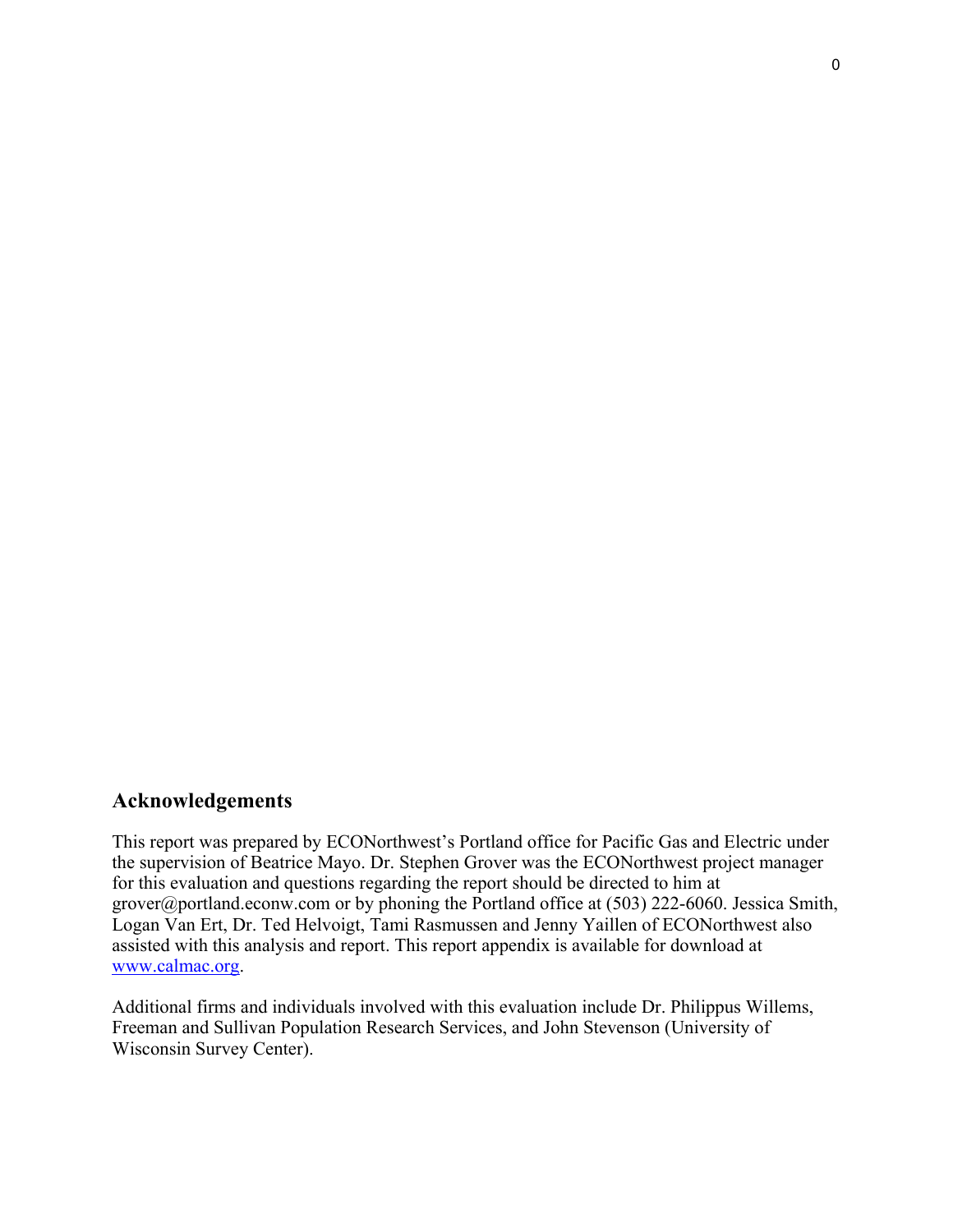## Acknowledgements

This report was prepared by ECONorthwest's Portland office for Pacific Gas and Electric under the supervision of Beatrice Mayo. Dr. Stephen Grover was the ECONorthwest project manager for this evaluation and questions regarding the report should be directed to him at grover@portland.econw.com or by phoning the Portland office at (503) 222-6060. Jessica Smith, Logan Van Ert, Dr. Ted Helvoigt, Tami Rasmussen and Jenny Yaillen of ECONorthwest also assisted with this analysis and report. This report appendix is available for download at www.calmac.org.

Additional firms and individuals involved with this evaluation include Dr. Philippus Willems, Freeman and Sullivan Population Research Services, and John Stevenson (University of Wisconsin Survey Center).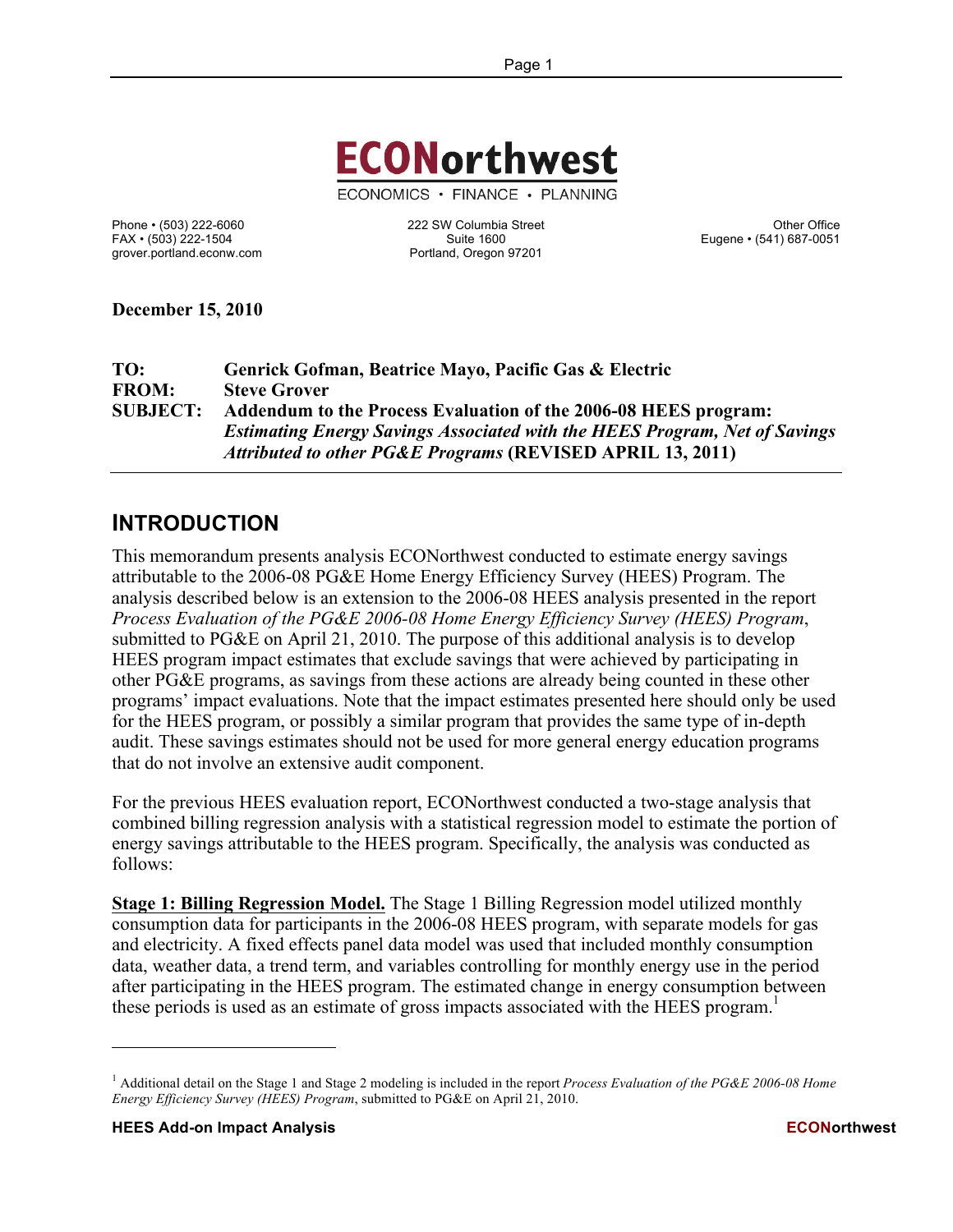# ECONorthwest

ECONOMICS • FINANCE • PLANNING

Phone • (503) 222-6060
FAX • (503) 222-1504
grover.portland.econw.com

222 SW Columbia Street
Suite 1600
Portland, Oregon 97201

Other Office
Eugene • (541) 687-0051

**December 15, 2010**

**TO:** Genrick Gofman, Beatrice Mayo, Pacific Gas & Electric
**FROM:** Steve Grover
**SUBJECT:** Addendum to the Process Evaluation of the 2006-08 HEES program: ***Estimating Energy Savings Associated with the HEES Program, Net of Savings Attributed to other PG&E Programs*** **(REVISED APRIL 13, 2011)**

## INTRODUCTION

This memorandum presents analysis ECONorthwest conducted to estimate energy savings attributable to the 2006-08 PG&E Home Energy Efficiency Survey (HEES) Program. The analysis described below is an extension to the 2006-08 HEES analysis presented in the report *Process Evaluation of the PG&E 2006-08 Home Energy Efficiency Survey (HEES) Program*, submitted to PG&E on April 21, 2010. The purpose of this additional analysis is to develop HEES program impact estimates that exclude savings that were achieved by participating in other PG&E programs, as savings from these actions are already being counted in these other programs' impact evaluations. Note that the impact estimates presented here should only be used for the HEES program, or possibly a similar program that provides the same type of in-depth audit. These savings estimates should not be used for more general energy education programs that do not involve an extensive audit component.

For the previous HEES evaluation report, ECONorthwest conducted a two-stage analysis that combined billing regression analysis with a statistical regression model to estimate the portion of energy savings attributable to the HEES program. Specifically, the analysis was conducted as follows:

**Stage 1: Billing Regression Model.** The Stage 1 Billing Regression model utilized monthly consumption data for participants in the 2006-08 HEES program, with separate models for gas and electricity. A fixed effects panel data model was used that included monthly consumption data, weather data, a trend term, and variables controlling for monthly energy use in the period after participating in the HEES program. The estimated change in energy consumption between these periods is used as an estimate of gross impacts associated with the HEES program.[1]

[1] Additional detail on the Stage 1 and Stage 2 modeling is included in the report *Process Evaluation of the PG&E 2006-08 Home Energy Efficiency Survey (HEES) Program*, submitted to PG&E on April 21, 2010.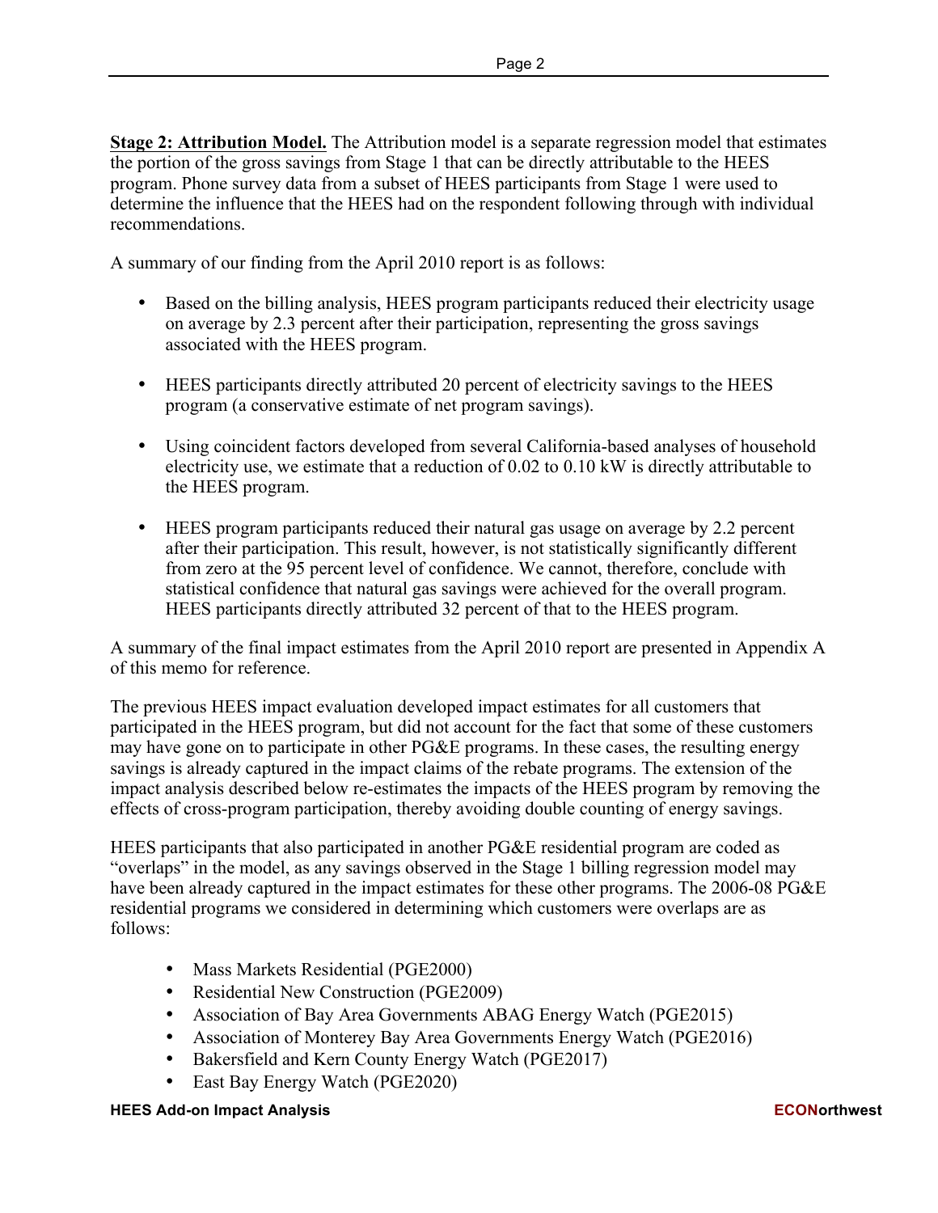**Stage 2: Attribution Model.** The Attribution model is a separate regression model that estimates the portion of the gross savings from Stage 1 that can be directly attributable to the HEES program. Phone survey data from a subset of HEES participants from Stage 1 were used to determine the influence that the HEES had on the respondent following through with individual recommendations.

A summary of our finding from the April 2010 report is as follows:

- Based on the billing analysis, HEES program participants reduced their electricity usage on average by 2.3 percent after their participation, representing the gross savings associated with the HEES program.

- HEES participants directly attributed 20 percent of electricity savings to the HEES program (a conservative estimate of net program savings).

- Using coincident factors developed from several California-based analyses of household electricity use, we estimate that a reduction of 0.02 to 0.10 kW is directly attributable to the HEES program.

- HEES program participants reduced their natural gas usage on average by 2.2 percent after their participation. This result, however, is not statistically significantly different from zero at the 95 percent level of confidence. We cannot, therefore, conclude with statistical confidence that natural gas savings were achieved for the overall program. HEES participants directly attributed 32 percent of that to the HEES program.

A summary of the final impact estimates from the April 2010 report are presented in Appendix A of this memo for reference.

The previous HEES impact evaluation developed impact estimates for all customers that participated in the HEES program, but did not account for the fact that some of these customers may have gone on to participate in other PG&E programs. In these cases, the resulting energy savings is already captured in the impact claims of the rebate programs. The extension of the impact analysis described below re-estimates the impacts of the HEES program by removing the effects of cross-program participation, thereby avoiding double counting of energy savings.

HEES participants that also participated in another PG&E residential program are coded as "overlaps" in the model, as any savings observed in the Stage 1 billing regression model may have been already captured in the impact estimates for these other programs. The 2006-08 PG&E residential programs we considered in determining which customers were overlaps are as follows:

- Mass Markets Residential (PGE2000)
- Residential New Construction (PGE2009)
- Association of Bay Area Governments ABAG Energy Watch (PGE2015)
- Association of Monterey Bay Area Governments Energy Watch (PGE2016)
- Bakersfield and Kern County Energy Watch (PGE2017)
- East Bay Energy Watch (PGE2020)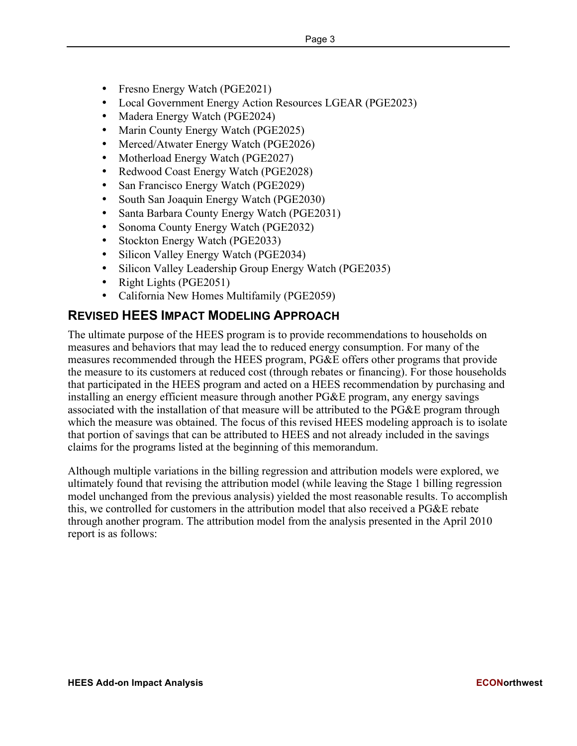- Fresno Energy Watch (PGE2021)
- Local Government Energy Action Resources LGEAR (PGE2023)
- Madera Energy Watch (PGE2024)
- Marin County Energy Watch (PGE2025)
- Merced/Atwater Energy Watch (PGE2026)
- Motherload Energy Watch (PGE2027)
- Redwood Coast Energy Watch (PGE2028)
- San Francisco Energy Watch (PGE2029)
- South San Joaquin Energy Watch (PGE2030)
- Santa Barbara County Energy Watch (PGE2031)
- Sonoma County Energy Watch (PGE2032)
- Stockton Energy Watch (PGE2033)
- Silicon Valley Energy Watch (PGE2034)
- Silicon Valley Leadership Group Energy Watch (PGE2035)
- Right Lights (PGE2051)
- California New Homes Multifamily (PGE2059)

## Revised HEES Impact Modeling Approach

The ultimate purpose of the HEES program is to provide recommendations to households on measures and behaviors that may lead the to reduced energy consumption. For many of the measures recommended through the HEES program, PG&E offers other programs that provide the measure to its customers at reduced cost (through rebates or financing). For those households that participated in the HEES program and acted on a HEES recommendation by purchasing and installing an energy efficient measure through another PG&E program, any energy savings associated with the installation of that measure will be attributed to the PG&E program through which the measure was obtained. The focus of this revised HEES modeling approach is to isolate that portion of savings that can be attributed to HEES and not already included in the savings claims for the programs listed at the beginning of this memorandum.

Although multiple variations in the billing regression and attribution models were explored, we ultimately found that revising the attribution model (while leaving the Stage 1 billing regression model unchanged from the previous analysis) yielded the most reasonable results. To accomplish this, we controlled for customers in the attribution model that also received a PG&E rebate through another program. The attribution model from the analysis presented in the April 2010 report is as follows: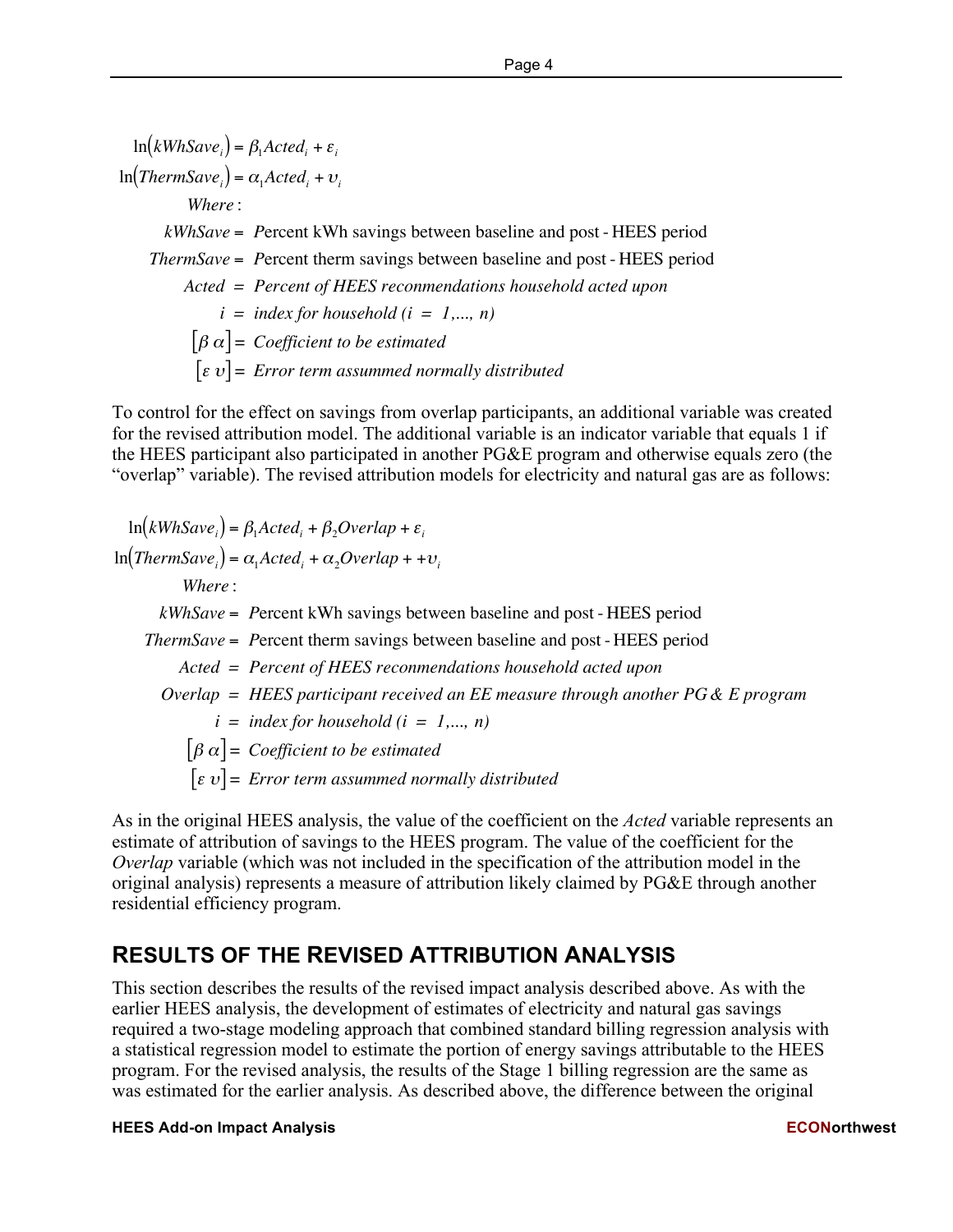$$\ln\left(kWhSave_i\right) = \beta_1 Acted_i + \varepsilon_i$$

$$\ln\left(ThermSave_i\right) = \alpha_1 Acted_i + \upsilon_i$$

*Where*:

$kWhSave$ = Percent kWh savings between baseline and post - HEES period

$ThermSave$ = Percent therm savings between baseline and post - HEES period

$Acted$ = *Percent of HEES reconmendations household acted upon*

$i$ = *index for household (i = 1,..., n)*

$\left[\beta\ \alpha\right]$ = *Coefficient to be estimated*

$\left[\varepsilon\ \upsilon\right]$ = *Error term assummed normally distributed*

To control for the effect on savings from overlap participants, an additional variable was created for the revised attribution model. The additional variable is an indicator variable that equals 1 if the HEES participant also participated in another PG&E program and otherwise equals zero (the "overlap" variable). The revised attribution models for electricity and natural gas are as follows:

$$\ln\left(kWhSave_i\right) = \beta_1 Acted_i + \beta_2 Overlap + \varepsilon_i$$

$$\ln\left(ThermSave_i\right) = \alpha_1 Acted_i + \alpha_2 Overlap + +\upsilon_i$$

*Where*:

$kWhSave$ = Percent kWh savings between baseline and post - HEES period

$ThermSave$ = Percent therm savings between baseline and post - HEES period

$Acted$ = *Percent of HEES reconmendations household acted upon*

$Overlap$ = *HEES participant received an EE measure through another PG & E program*

$i$ = *index for household (i = 1,..., n)*

$\left[\beta\ \alpha\right]$ = *Coefficient to be estimated*

$\left[\varepsilon\ \upsilon\right]$ = *Error term assummed normally distributed*

As in the original HEES analysis, the value of the coefficient on the *Acted* variable represents an estimate of attribution of savings to the HEES program. The value of the coefficient for the *Overlap* variable (which was not included in the specification of the attribution model in the original analysis) represents a measure of attribution likely claimed by PG&E through another residential efficiency program.

## RESULTS OF THE REVISED ATTRIBUTION ANALYSIS

This section describes the results of the revised impact analysis described above. As with the earlier HEES analysis, the development of estimates of electricity and natural gas savings required a two-stage modeling approach that combined standard billing regression analysis with a statistical regression model to estimate the portion of energy savings attributable to the HEES program. For the revised analysis, the results of the Stage 1 billing regression are the same as was estimated for the earlier analysis. As described above, the difference between the original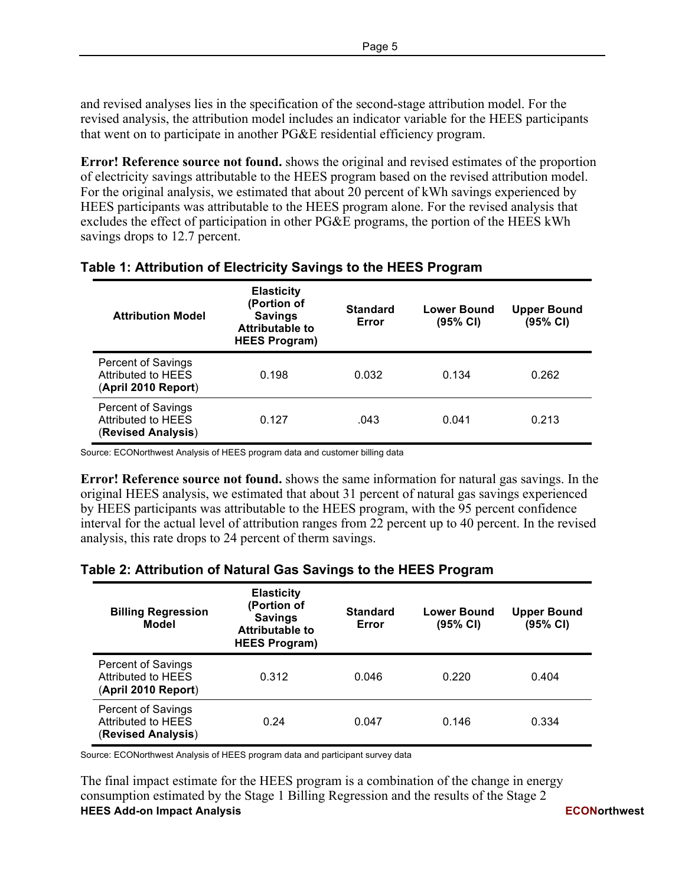and revised analyses lies in the specification of the second-stage attribution model. For the revised analysis, the attribution model includes an indicator variable for the HEES participants that went on to participate in another PG&E residential efficiency program.

**Error! Reference source not found.** shows the original and revised estimates of the proportion of electricity savings attributable to the HEES program based on the revised attribution model. For the original analysis, we estimated that about 20 percent of kWh savings experienced by HEES participants was attributable to the HEES program alone. For the revised analysis that excludes the effect of participation in other PG&E programs, the portion of the HEES kWh savings drops to 12.7 percent.

### Table 1: Attribution of Electricity Savings to the HEES Program

| Attribution Model | Elasticity (Portion of Savings Attributable to HEES Program) | Standard Error | Lower Bound (95% CI) | Upper Bound (95% CI) |
|---|---|---|---|---|
| Percent of Savings Attributed to HEES (**April 2010 Report**) | 0.198 | 0.032 | 0.134 | 0.262 |
| Percent of Savings Attributed to HEES (**Revised Analysis**) | 0.127 | .043 | 0.041 | 0.213 |

Source: ECONorthwest Analysis of HEES program data and customer billing data

**Error! Reference source not found.** shows the same information for natural gas savings. In the original HEES analysis, we estimated that about 31 percent of natural gas savings experienced by HEES participants was attributable to the HEES program, with the 95 percent confidence interval for the actual level of attribution ranges from 22 percent up to 40 percent. In the revised analysis, this rate drops to 24 percent of therm savings.

### Table 2: Attribution of Natural Gas Savings to the HEES Program

| Billing Regression Model | Elasticity (Portion of Savings Attributable to HEES Program) | Standard Error | Lower Bound (95% CI) | Upper Bound (95% CI) |
|---|---|---|---|---|
| Percent of Savings Attributed to HEES (**April 2010 Report**) | 0.312 | 0.046 | 0.220 | 0.404 |
| Percent of Savings Attributed to HEES (**Revised Analysis**) | 0.24 | 0.047 | 0.146 | 0.334 |

Source: ECONorthwest Analysis of HEES program data and participant survey data

The final impact estimate for the HEES program is a combination of the change in energy consumption estimated by the Stage 1 Billing Regression and the results of the Stage 2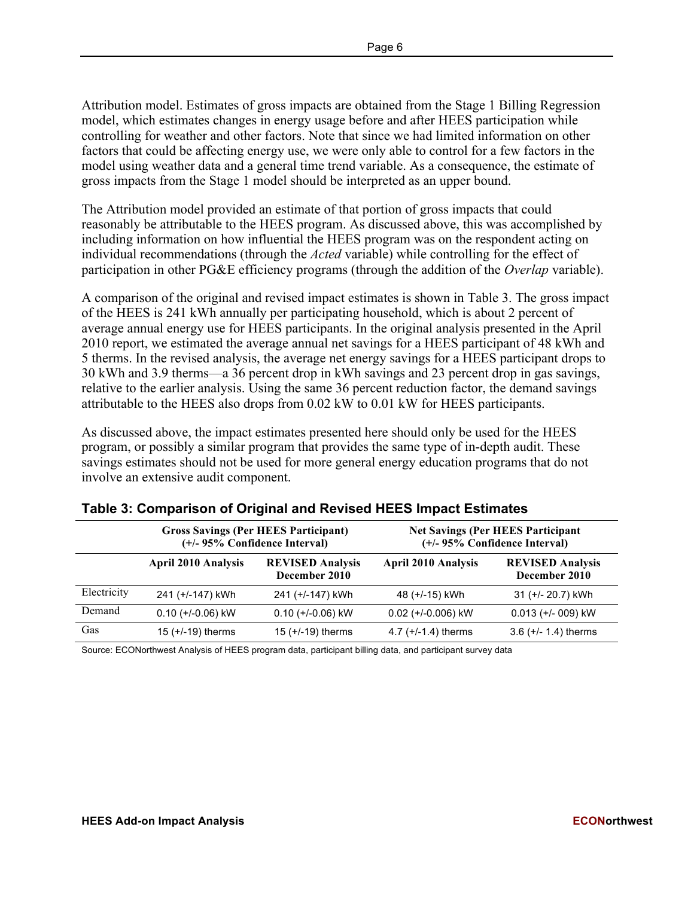Attribution model. Estimates of gross impacts are obtained from the Stage 1 Billing Regression model, which estimates changes in energy usage before and after HEES participation while controlling for weather and other factors. Note that since we had limited information on other factors that could be affecting energy use, we were only able to control for a few factors in the model using weather data and a general time trend variable. As a consequence, the estimate of gross impacts from the Stage 1 model should be interpreted as an upper bound.

The Attribution model provided an estimate of that portion of gross impacts that could reasonably be attributable to the HEES program. As discussed above, this was accomplished by including information on how influential the HEES program was on the respondent acting on individual recommendations (through the *Acted* variable) while controlling for the effect of participation in other PG&E efficiency programs (through the addition of the *Overlap* variable).

A comparison of the original and revised impact estimates is shown in Table 3. The gross impact of the HEES is 241 kWh annually per participating household, which is about 2 percent of average annual energy use for HEES participants. In the original analysis presented in the April 2010 report, we estimated the average annual net savings for a HEES participant of 48 kWh and 5 therms. In the revised analysis, the average net energy savings for a HEES participant drops to 30 kWh and 3.9 therms—a 36 percent drop in kWh savings and 23 percent drop in gas savings, relative to the earlier analysis. Using the same 36 percent reduction factor, the demand savings attributable to the HEES also drops from 0.02 kW to 0.01 kW for HEES participants.

As discussed above, the impact estimates presented here should only be used for the HEES program, or possibly a similar program that provides the same type of in-depth audit. These savings estimates should not be used for more general energy education programs that do not involve an extensive audit component.

## Table 3: Comparison of Original and Revised HEES Impact Estimates

| | Gross Savings (Per HEES Participant) (+/- 95% Confidence Interval) | | Net Savings (Per HEES Participant (+/- 95% Confidence Interval) | |
|---|---|---|---|---|
| | **April 2010 Analysis** | **REVISED Analysis December 2010** | **April 2010 Analysis** | **REVISED Analysis December 2010** |
| Electricity | 241 (+/-147) kWh | 241 (+/-147) kWh | 48 (+/-15) kWh | 31 (+/- 20.7) kWh |
| Demand | 0.10 (+/-0.06) kW | 0.10 (+/-0.06) kW | 0.02 (+/-0.006) kW | 0.013 (+/- 009) kW |
| Gas | 15 (+/-19) therms | 15 (+/-19) therms | 4.7 (+/-1.4) therms | 3.6 (+/- 1.4) therms |

Source: ECONorthwest Analysis of HEES program data, participant billing data, and participant survey data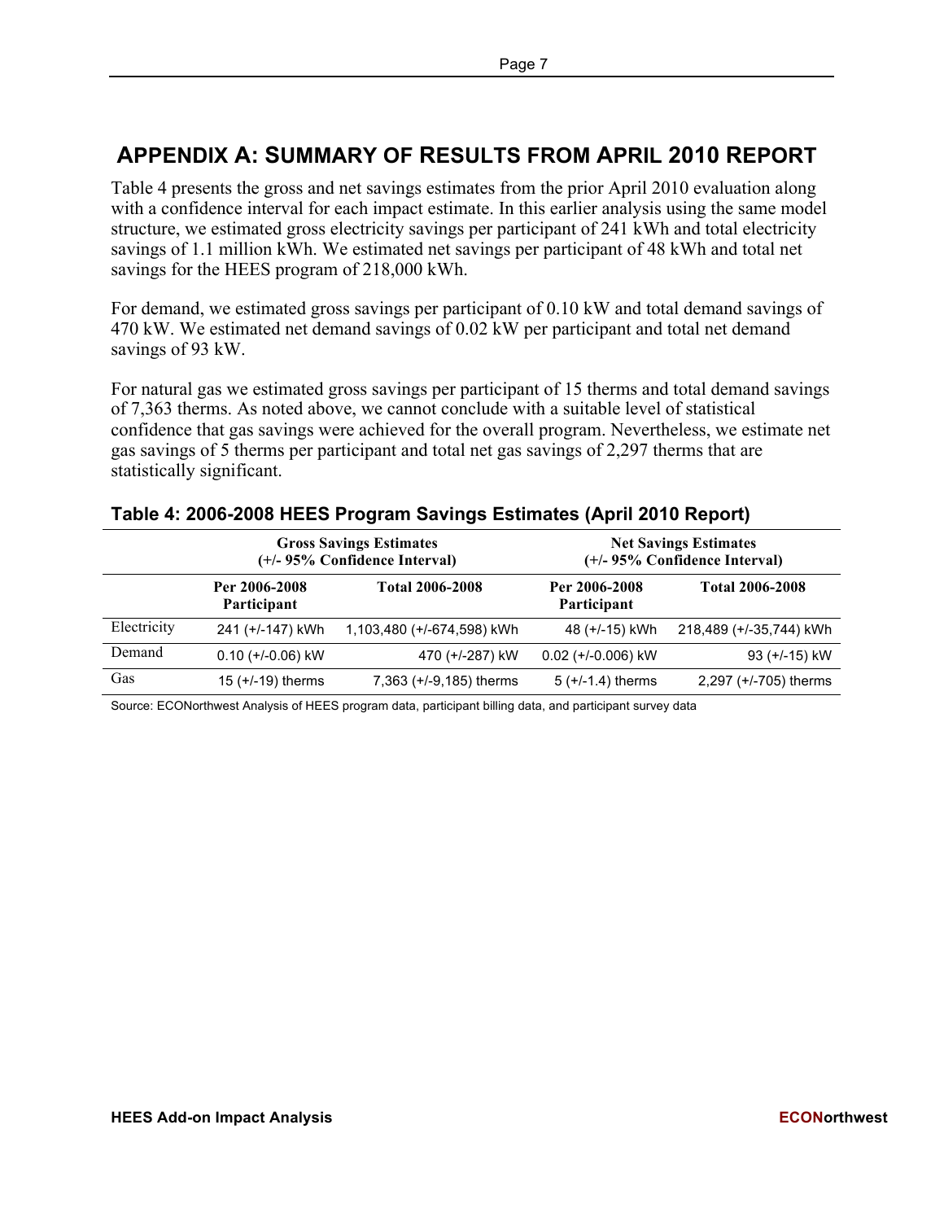# APPENDIX A: SUMMARY OF RESULTS FROM APRIL 2010 REPORT

Table 4 presents the gross and net savings estimates from the prior April 2010 evaluation along with a confidence interval for each impact estimate. In this earlier analysis using the same model structure, we estimated gross electricity savings per participant of 241 kWh and total electricity savings of 1.1 million kWh. We estimated net savings per participant of 48 kWh and total net savings for the HEES program of 218,000 kWh.

For demand, we estimated gross savings per participant of 0.10 kW and total demand savings of 470 kW. We estimated net demand savings of 0.02 kW per participant and total net demand savings of 93 kW.

For natural gas we estimated gross savings per participant of 15 therms and total demand savings of 7,363 therms. As noted above, we cannot conclude with a suitable level of statistical confidence that gas savings were achieved for the overall program. Nevertheless, we estimate net gas savings of 5 therms per participant and total net gas savings of 2,297 therms that are statistically significant.

## Table 4: 2006-2008 HEES Program Savings Estimates (April 2010 Report)

| | Gross Savings Estimates (+/- 95% Confidence Interval) | | Net Savings Estimates (+/- 95% Confidence Interval) | |
|---|---|---|---|---|
| | Per 2006-2008 Participant | Total 2006-2008 | Per 2006-2008 Participant | Total 2006-2008 |
| Electricity | 241 (+/-147) kWh | 1,103,480 (+/-674,598) kWh | 48 (+/-15) kWh | 218,489 (+/-35,744) kWh |
| Demand | 0.10 (+/-0.06) kW | 470 (+/-287) kW | 0.02 (+/-0.006) kW | 93 (+/-15) kW |
| Gas | 15 (+/-19) therms | 7,363 (+/-9,185) therms | 5 (+/-1.4) therms | 2,297 (+/-705) therms |

Source: ECONorthwest Analysis of HEES program data, participant billing data, and participant survey data